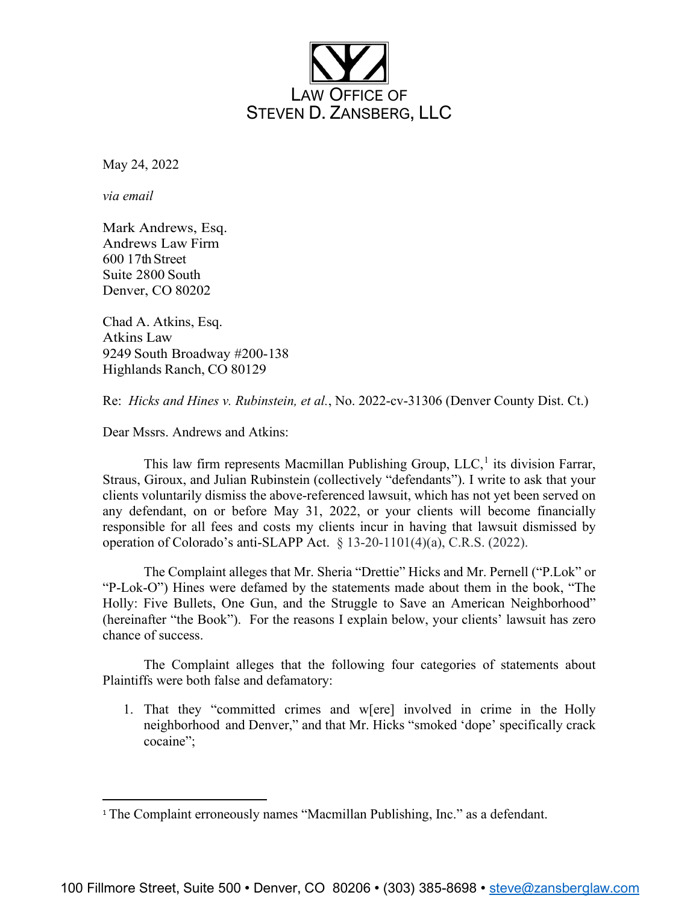LAW OFFICE OF
STEVEN D. ZANSBERG, LLC

May 24, 2022

*via email*

Mark Andrews, Esq.
Andrews Law Firm
600 17th Street
Suite 2800 South
Denver, CO 80202

Chad A. Atkins, Esq.
Atkins Law
9249 South Broadway #200-138
Highlands Ranch, CO 80129

Re: *Hicks and Hines v. Rubinstein, et al.*, No. 2022-cv-31306 (Denver County Dist. Ct.)

Dear Mssrs. Andrews and Atkins:

This law firm represents Macmillan Publishing Group, LLC,[1] its division Farrar, Straus, Giroux, and Julian Rubinstein (collectively "defendants"). I write to ask that your clients voluntarily dismiss the above-referenced lawsuit, which has not yet been served on any defendant, on or before May 31, 2022, or your clients will become financially responsible for all fees and costs my clients incur in having that lawsuit dismissed by operation of Colorado's anti-SLAPP Act. § 13-20-1101(4)(a), C.R.S. (2022).

The Complaint alleges that Mr. Sheria "Drettie" Hicks and Mr. Pernell ("P.Lok" or "P-Lok-O") Hines were defamed by the statements made about them in the book, "The Holly: Five Bullets, One Gun, and the Struggle to Save an American Neighborhood" (hereinafter "the Book"). For the reasons I explain below, your clients' lawsuit has zero chance of success.

The Complaint alleges that the following four categories of statements about Plaintiffs were both false and defamatory:

1. That they "committed crimes and w[ere] involved in crime in the Holly neighborhood and Denver," and that Mr. Hicks "smoked 'dope' specifically crack cocaine";

[1] The Complaint erroneously names "Macmillan Publishing, Inc." as a defendant.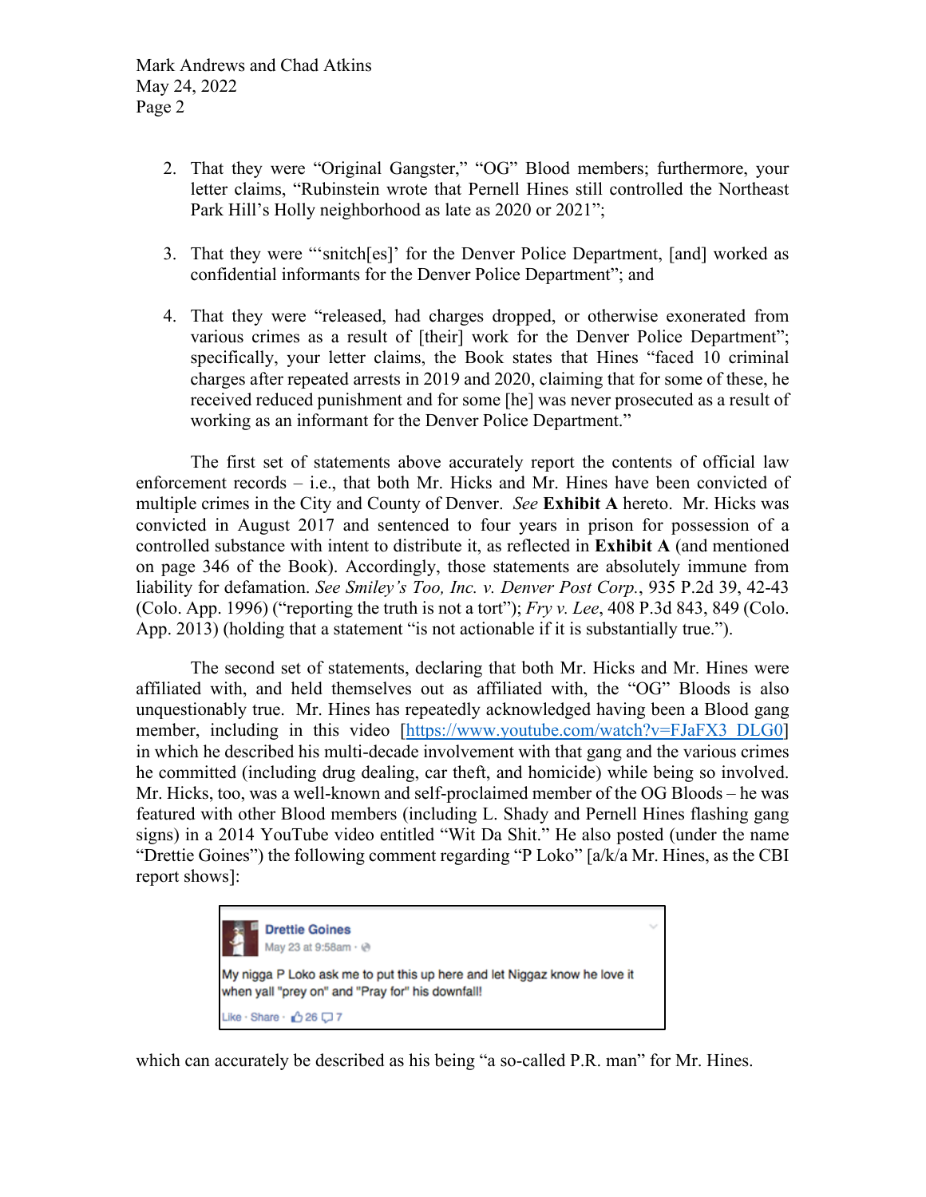2. That they were "Original Gangster," "OG" Blood members; furthermore, your letter claims, "Rubinstein wrote that Pernell Hines still controlled the Northeast Park Hill's Holly neighborhood as late as 2020 or 2021";

3. That they were "'snitch[es]' for the Denver Police Department, [and] worked as confidential informants for the Denver Police Department"; and

4. That they were "released, had charges dropped, or otherwise exonerated from various crimes as a result of [their] work for the Denver Police Department"; specifically, your letter claims, the Book states that Hines "faced 10 criminal charges after repeated arrests in 2019 and 2020, claiming that for some of these, he received reduced punishment and for some [he] was never prosecuted as a result of working as an informant for the Denver Police Department."

The first set of statements above accurately report the contents of official law enforcement records – i.e., that both Mr. Hicks and Mr. Hines have been convicted of multiple crimes in the City and County of Denver. *See* **Exhibit A** hereto. Mr. Hicks was convicted in August 2017 and sentenced to four years in prison for possession of a controlled substance with intent to distribute it, as reflected in **Exhibit A** (and mentioned on page 346 of the Book). Accordingly, those statements are absolutely immune from liability for defamation. *See Smiley's Too, Inc. v. Denver Post Corp.*, 935 P.2d 39, 42-43 (Colo. App. 1996) ("reporting the truth is not a tort"); *Fry v. Lee*, 408 P.3d 843, 849 (Colo. App. 2013) (holding that a statement "is not actionable if it is substantially true.").

The second set of statements, declaring that both Mr. Hicks and Mr. Hines were affiliated with, and held themselves out as affiliated with, the "OG" Bloods is also unquestionably true. Mr. Hines has repeatedly acknowledged having been a Blood gang member, including in this video [https://www.youtube.com/watch?v=FJaFX3_DLG0] in which he described his multi-decade involvement with that gang and the various crimes he committed (including drug dealing, car theft, and homicide) while being so involved. Mr. Hicks, too, was a well-known and self-proclaimed member of the OG Bloods – he was featured with other Blood members (including L. Shady and Pernell Hines flashing gang signs) in a 2014 YouTube video entitled "Wit Da Shit." He also posted (under the name "Drettie Goines") the following comment regarding "P Loko" [a/k/a Mr. Hines, as the CBI report shows]:

> **Drettie Goines**
> May 23 at 9:58am ·
>
> My nigga P Loko ask me to put this up here and let Niggaz know he love it when yall "prey on" and "Pray for" his downfall!
>
> Like · Share · 26 7

which can accurately be described as his being "a so-called P.R. man" for Mr. Hines.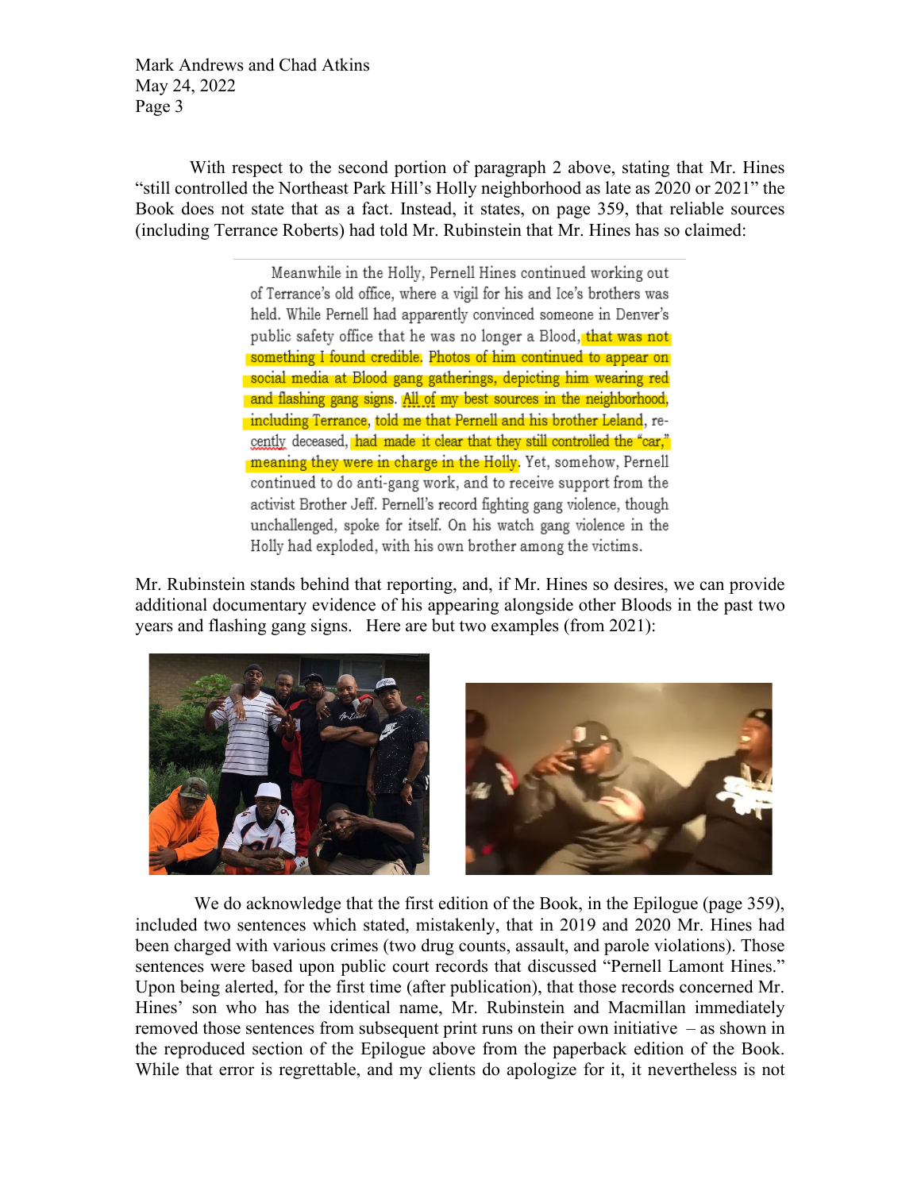With respect to the second portion of paragraph 2 above, stating that Mr. Hines "still controlled the Northeast Park Hill's Holly neighborhood as late as 2020 or 2021" the Book does not state that as a fact. Instead, it states, on page 359, that reliable sources (including Terrance Roberts) had told Mr. Rubinstein that Mr. Hines has so claimed:

> Meanwhile in the Holly, Pernell Hines continued working out of Terrance's old office, where a vigil for his and Ice's brothers was held. While Pernell had apparently convinced someone in Denver's public safety office that he was no longer a Blood, that was not something I found credible. Photos of him continued to appear on social media at Blood gang gatherings, depicting him wearing red and flashing gang signs. All of my best sources in the neighborhood, including Terrance, told me that Pernell and his brother Leland, recently deceased, had made it clear that they still controlled the "car," meaning they were in charge in the Holly. Yet, somehow, Pernell continued to do anti-gang work, and to receive support from the activist Brother Jeff. Pernell's record fighting gang violence, though unchallenged, spoke for itself. On his watch gang violence in the Holly had exploded, with his own brother among the victims.

Mr. Rubinstein stands behind that reporting, and, if Mr. Hines so desires, we can provide additional documentary evidence of his appearing alongside other Bloods in the past two years and flashing gang signs. Here are but two examples (from 2021):

We do acknowledge that the first edition of the Book, in the Epilogue (page 359), included two sentences which stated, mistakenly, that in 2019 and 2020 Mr. Hines had been charged with various crimes (two drug counts, assault, and parole violations). Those sentences were based upon public court records that discussed "Pernell Lamont Hines." Upon being alerted, for the first time (after publication), that those records concerned Mr. Hines' son who has the identical name, Mr. Rubinstein and Macmillan immediately removed those sentences from subsequent print runs on their own initiative – as shown in the reproduced section of the Epilogue above from the paperback edition of the Book. While that error is regrettable, and my clients do apologize for it, it nevertheless is not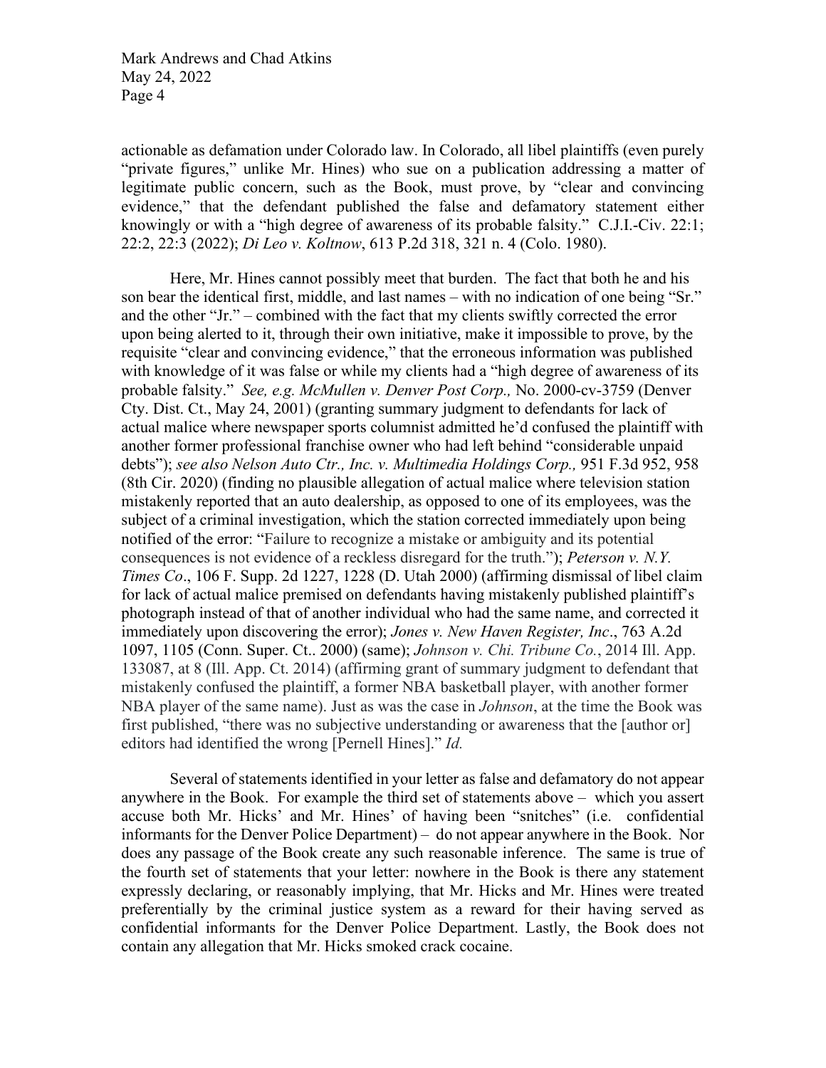actionable as defamation under Colorado law. In Colorado, all libel plaintiffs (even purely "private figures," unlike Mr. Hines) who sue on a publication addressing a matter of legitimate public concern, such as the Book, must prove, by "clear and convincing evidence," that the defendant published the false and defamatory statement either knowingly or with a "high degree of awareness of its probable falsity." C.J.I.-Civ. 22:1; 22:2, 22:3 (2022); *Di Leo v. Koltnow*, 613 P.2d 318, 321 n. 4 (Colo. 1980).

Here, Mr. Hines cannot possibly meet that burden. The fact that both he and his son bear the identical first, middle, and last names – with no indication of one being "Sr." and the other "Jr." – combined with the fact that my clients swiftly corrected the error upon being alerted to it, through their own initiative, make it impossible to prove, by the requisite "clear and convincing evidence," that the erroneous information was published with knowledge of it was false or while my clients had a "high degree of awareness of its probable falsity." *See, e.g. McMullen v. Denver Post Corp.,* No. 2000-cv-3759 (Denver Cty. Dist. Ct., May 24, 2001) (granting summary judgment to defendants for lack of actual malice where newspaper sports columnist admitted he'd confused the plaintiff with another former professional franchise owner who had left behind "considerable unpaid debts"); *see also Nelson Auto Ctr., Inc. v. Multimedia Holdings Corp.,* 951 F.3d 952, 958 (8th Cir. 2020) (finding no plausible allegation of actual malice where television station mistakenly reported that an auto dealership, as opposed to one of its employees, was the subject of a criminal investigation, which the station corrected immediately upon being notified of the error: "Failure to recognize a mistake or ambiguity and its potential consequences is not evidence of a reckless disregard for the truth."); *Peterson v. N.Y. Times Co*., 106 F. Supp. 2d 1227, 1228 (D. Utah 2000) (affirming dismissal of libel claim for lack of actual malice premised on defendants having mistakenly published plaintiff's photograph instead of that of another individual who had the same name, and corrected it immediately upon discovering the error); *Jones v. New Haven Register, Inc*., 763 A.2d 1097, 1105 (Conn. Super. Ct.. 2000) (same); *Johnson v. Chi. Tribune Co.*, 2014 Ill. App. 133087, at 8 (Ill. App. Ct. 2014) (affirming grant of summary judgment to defendant that mistakenly confused the plaintiff, a former NBA basketball player, with another former NBA player of the same name). Just as was the case in *Johnson*, at the time the Book was first published, "there was no subjective understanding or awareness that the [author or] editors had identified the wrong [Pernell Hines]." *Id.*

Several of statements identified in your letter as false and defamatory do not appear anywhere in the Book. For example the third set of statements above – which you assert accuse both Mr. Hicks' and Mr. Hines' of having been "snitches" (i.e. confidential informants for the Denver Police Department) – do not appear anywhere in the Book. Nor does any passage of the Book create any such reasonable inference. The same is true of the fourth set of statements that your letter: nowhere in the Book is there any statement expressly declaring, or reasonably implying, that Mr. Hicks and Mr. Hines were treated preferentially by the criminal justice system as a reward for their having served as confidential informants for the Denver Police Department. Lastly, the Book does not contain any allegation that Mr. Hicks smoked crack cocaine.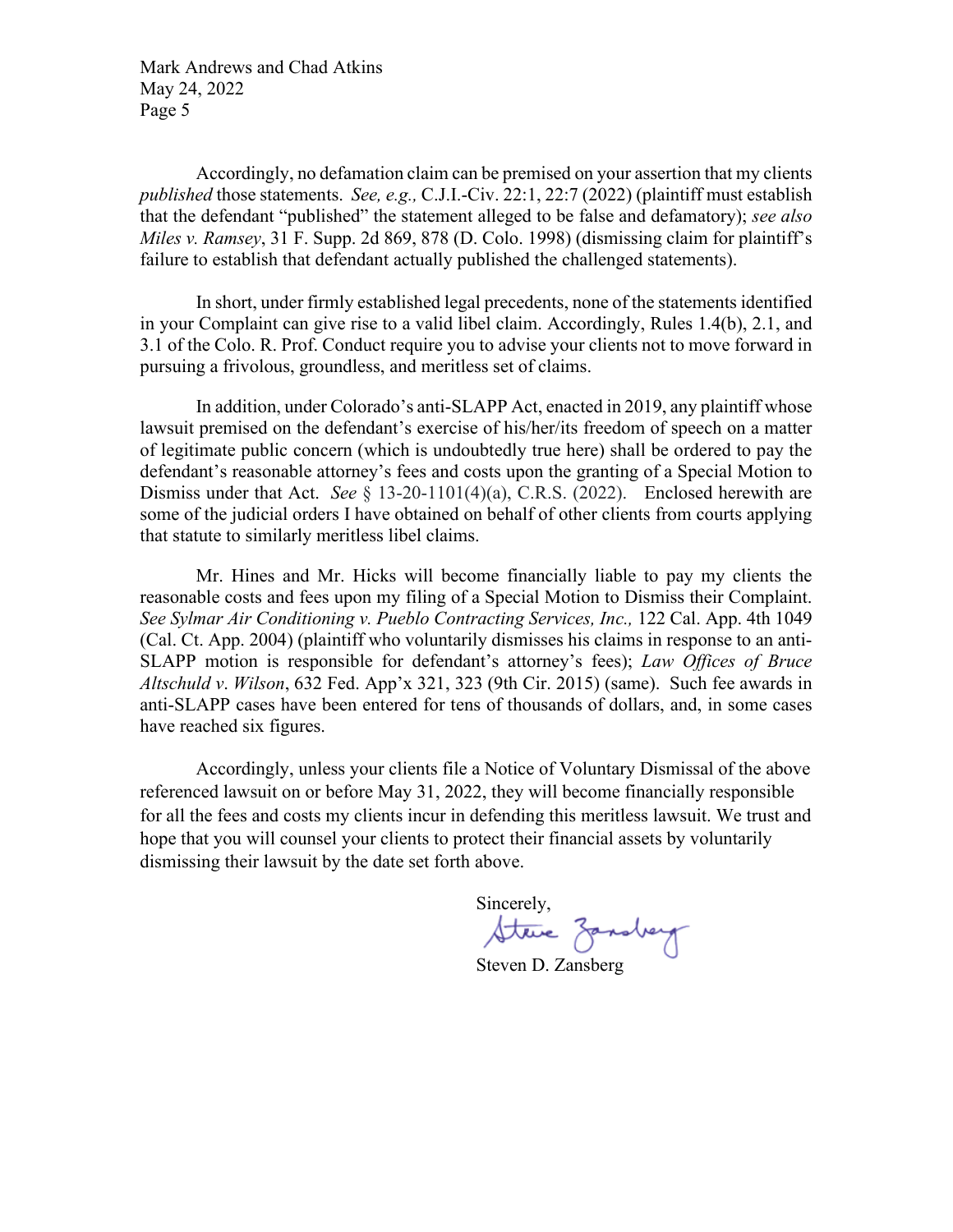Accordingly, no defamation claim can be premised on your assertion that my clients *published* those statements. *See, e.g.,* C.J.I.-Civ. 22:1, 22:7 (2022) (plaintiff must establish that the defendant "published" the statement alleged to be false and defamatory); *see also Miles v. Ramsey*, 31 F. Supp. 2d 869, 878 (D. Colo. 1998) (dismissing claim for plaintiff's failure to establish that defendant actually published the challenged statements).

In short, under firmly established legal precedents, none of the statements identified in your Complaint can give rise to a valid libel claim. Accordingly, Rules 1.4(b), 2.1, and 3.1 of the Colo. R. Prof. Conduct require you to advise your clients not to move forward in pursuing a frivolous, groundless, and meritless set of claims.

In addition, under Colorado's anti-SLAPP Act, enacted in 2019, any plaintiff whose lawsuit premised on the defendant's exercise of his/her/its freedom of speech on a matter of legitimate public concern (which is undoubtedly true here) shall be ordered to pay the defendant's reasonable attorney's fees and costs upon the granting of a Special Motion to Dismiss under that Act. *See* § 13-20-1101(4)(a), C.R.S. (2022). Enclosed herewith are some of the judicial orders I have obtained on behalf of other clients from courts applying that statute to similarly meritless libel claims.

Mr. Hines and Mr. Hicks will become financially liable to pay my clients the reasonable costs and fees upon my filing of a Special Motion to Dismiss their Complaint. *See Sylmar Air Conditioning v. Pueblo Contracting Services, Inc.,* 122 Cal. App. 4th 1049 (Cal. Ct. App. 2004) (plaintiff who voluntarily dismisses his claims in response to an anti-SLAPP motion is responsible for defendant's attorney's fees); *Law Offices of Bruce Altschuld v. Wilson*, 632 Fed. App'x 321, 323 (9th Cir. 2015) (same). Such fee awards in anti-SLAPP cases have been entered for tens of thousands of dollars, and, in some cases have reached six figures.

Accordingly, unless your clients file a Notice of Voluntary Dismissal of the above referenced lawsuit on or before May 31, 2022, they will become financially responsible for all the fees and costs my clients incur in defending this meritless lawsuit. We trust and hope that you will counsel your clients to protect their financial assets by voluntarily dismissing their lawsuit by the date set forth above.

Sincerely,

Steve Zansberg

Steven D. Zansberg